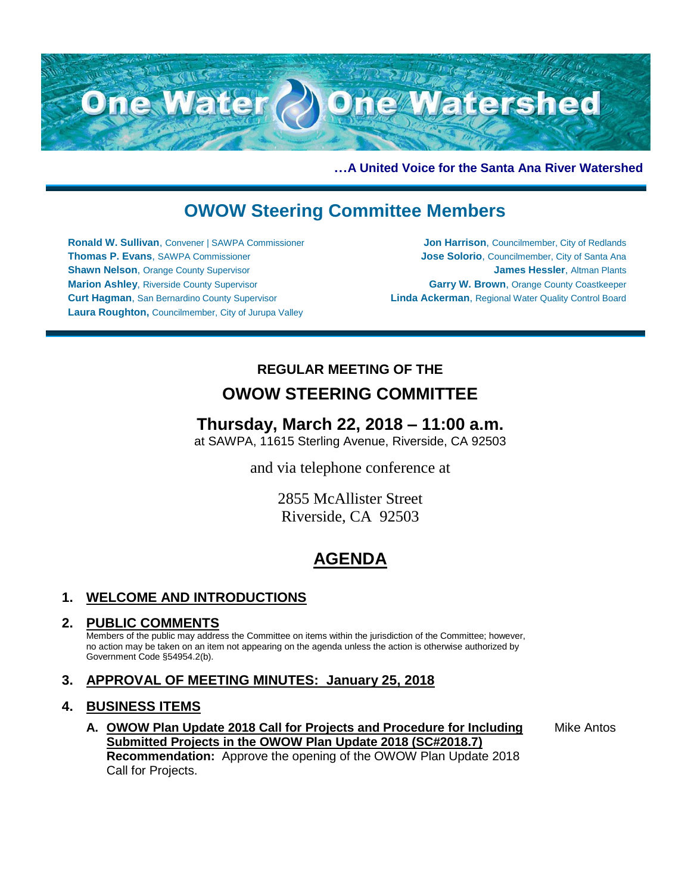# One Water One Watershed

**…A United Voice for the Santa Ana River Watershed**

## OWOW Steering Committee Members

**Ronald W. Sullivan**, Convener | SAWPA Commissioner
**Thomas P. Evans**, SAWPA Commissioner
**Shawn Nelson**, Orange County Supervisor
**Marion Ashley**, Riverside County Supervisor
**Curt Hagman**, San Bernardino County Supervisor
**Laura Roughton,** Councilmember, City of Jurupa Valley
**Jon Harrison**, Councilmember, City of Redlands
**Jose Solorio**, Councilmember, City of Santa Ana
**James Hessler**, Altman Plants
**Garry W. Brown**, Orange County Coastkeeper
**Linda Ackerman**, Regional Water Quality Control Board

**REGULAR MEETING OF THE**

## OWOW STEERING COMMITTEE

## Thursday, March 22, 2018 – 11:00 a.m.

at SAWPA, 11615 Sterling Avenue, Riverside, CA 92503

and via telephone conference at

2855 McAllister Street
Riverside, CA 92503

# AGENDA

## 1. WELCOME AND INTRODUCTIONS

## 2. PUBLIC COMMENTS

Members of the public may address the Committee on items within the jurisdiction of the Committee; however, no action may be taken on an item not appearing on the agenda unless the action is otherwise authorized by Government Code §54954.2(b).

## 3. APPROVAL OF MEETING MINUTES: January 25, 2018

## 4. BUSINESS ITEMS

**A. OWOW Plan Update 2018 Call for Projects and Procedure for Including Submitted Projects in the OWOW Plan Update 2018 (SC#2018.7)** — Mike Antos

**Recommendation:** Approve the opening of the OWOW Plan Update 2018 Call for Projects.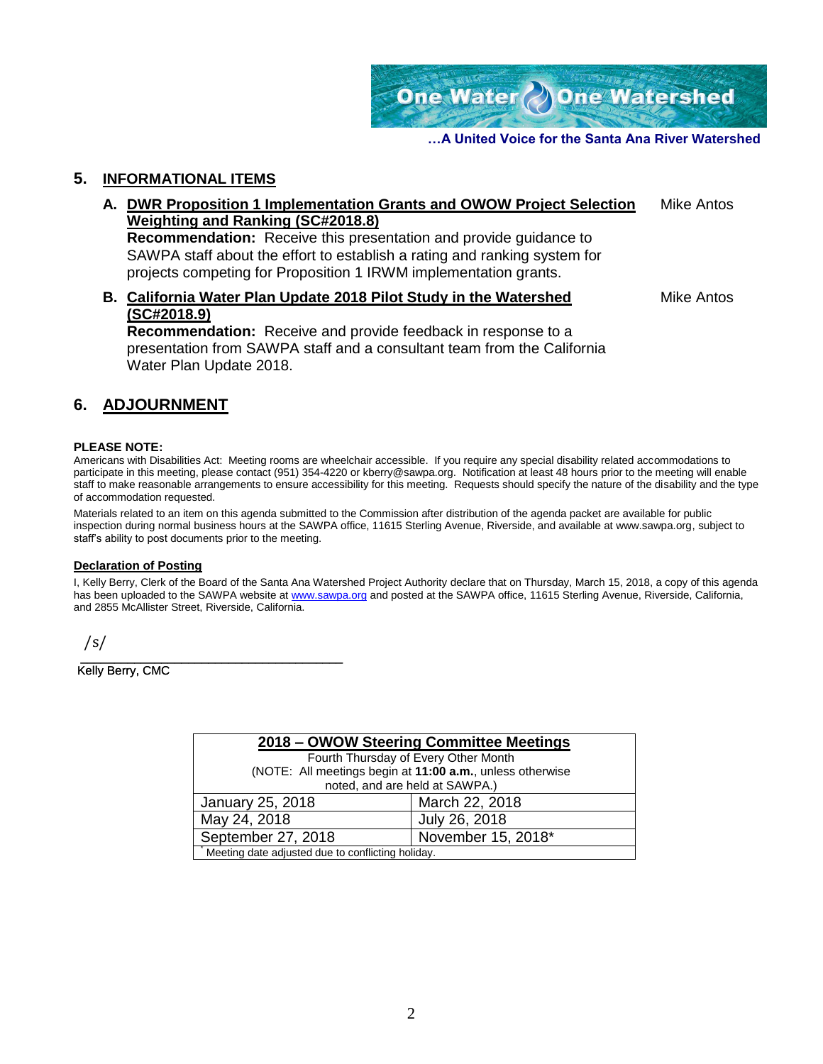One Water One Watershed

**…A United Voice for the Santa Ana River Watershed**

## 5. INFORMATIONAL ITEMS

**A. DWR Proposition 1 Implementation Grants and OWOW Project Selection Weighting and Ranking (SC#2018.8)** — Mike Antos

**Recommendation:** Receive this presentation and provide guidance to SAWPA staff about the effort to establish a rating and ranking system for projects competing for Proposition 1 IRWM implementation grants.

**B. California Water Plan Update 2018 Pilot Study in the Watershed (SC#2018.9)** — Mike Antos

**Recommendation:** Receive and provide feedback in response to a presentation from SAWPA staff and a consultant team from the California Water Plan Update 2018.

## 6. ADJOURNMENT

**PLEASE NOTE:**

Americans with Disabilities Act: Meeting rooms are wheelchair accessible. If you require any special disability related accommodations to participate in this meeting, please contact (951) 354-4220 or kberry@sawpa.org. Notification at least 48 hours prior to the meeting will enable staff to make reasonable arrangements to ensure accessibility for this meeting. Requests should specify the nature of the disability and the type of accommodation requested.

Materials related to an item on this agenda submitted to the Commission after distribution of the agenda packet are available for public inspection during normal business hours at the SAWPA office, 11615 Sterling Avenue, Riverside, and available at www.sawpa.org, subject to staff's ability to post documents prior to the meeting.

**Declaration of Posting**

I, Kelly Berry, Clerk of the Board of the Santa Ana Watershed Project Authority declare that on Thursday, March 15, 2018, a copy of this agenda has been uploaded to the SAWPA website at www.sawpa.org and posted at the SAWPA office, 11615 Sterling Avenue, Riverside, California, and 2855 McAllister Street, Riverside, California.

/s/

Kelly Berry, CMC

| **2018 – OWOW Steering Committee Meetings**<br>Fourth Thursday of Every Other Month<br>(NOTE: All meetings begin at **11:00 a.m.**, unless otherwise noted, and are held at SAWPA.) | |
|---|---|
| January 25, 2018 | March 22, 2018 |
| May 24, 2018 | July 26, 2018 |
| September 27, 2018 | November 15, 2018* |

*Meeting date adjusted due to conflicting holiday.